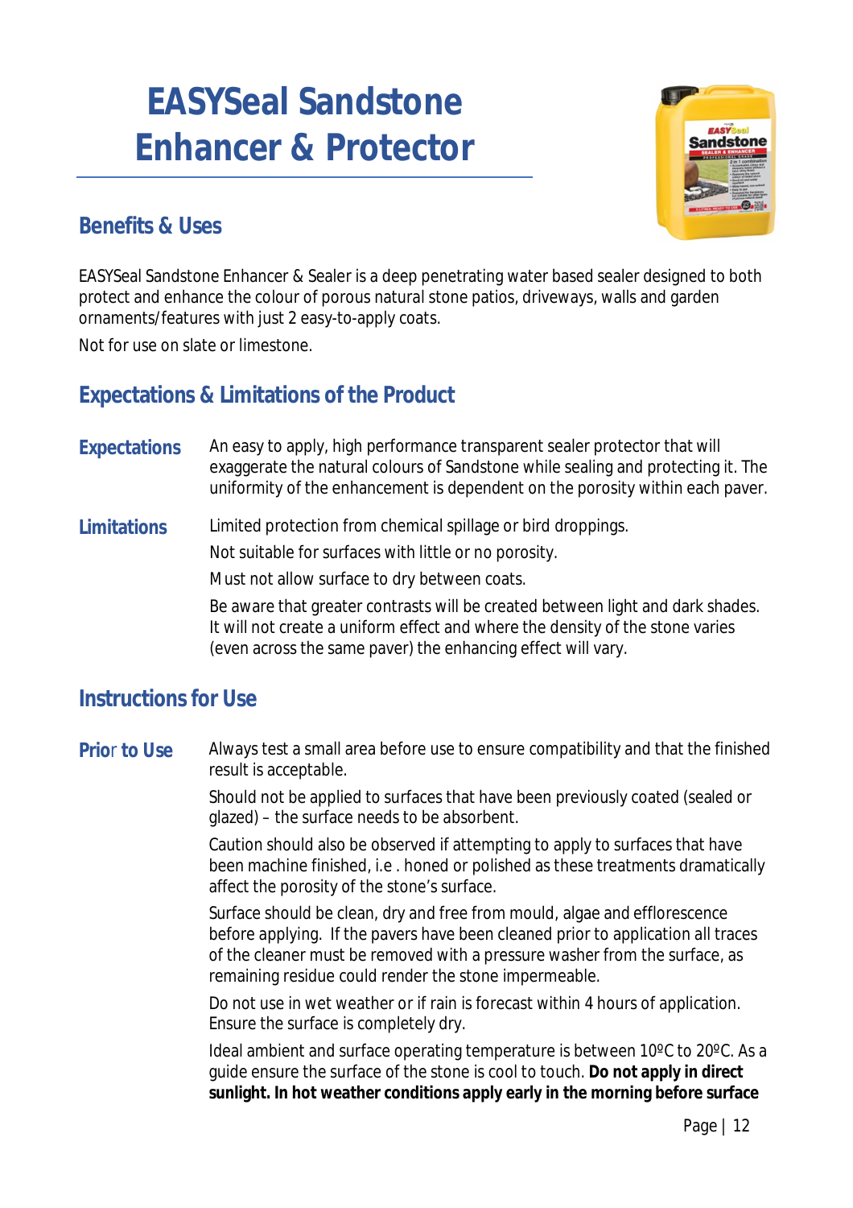# EASYSeal Sandstone Enhancer & Protector

## Benefits & Uses

EASYSeal Sandstone Enhancer & Sealer is a deep penetrating water based sealer designed to both protect and enhance the colour of porous natural stone patios, driveways, walls and garden ornaments/features with just 2 easy-to-apply coats.

Not for use on slate or limestone.

## Expectations & Limitations of the Product

### Expectations

An easy to apply, high performance transparent sealer protector that will exaggerate the natural colours of Sandstone while sealing and protecting it. The uniformity of the enhancement is dependent on the porosity within each paver.

### Limitations

Limited protection from chemical spillage or bird droppings.

Not suitable for surfaces with little or no porosity.

Must not allow surface to dry between coats.

Be aware that greater contrasts will be created between light and dark shades. It will not create a uniform effect and where the density of the stone varies (even across the same paver) the enhancing effect will vary.

## Instructions for Use

### Prior to Use

Always test a small area before use to ensure compatibility and that the finished result is acceptable.

Should not be applied to surfaces that have been previously coated (sealed or glazed) – the surface needs to be absorbent.

Caution should also be observed if attempting to apply to surfaces that have been machine finished, i.e . honed or polished as these treatments dramatically affect the porosity of the stone's surface.

Surface should be clean, dry and free from mould, algae and efflorescence before applying. If the pavers have been cleaned prior to application all traces of the cleaner must be removed with a pressure washer from the surface, as remaining residue could render the stone impermeable.

Do not use in wet weather or if rain is forecast within 4 hours of application. Ensure the surface is completely dry.

Ideal ambient and surface operating temperature is between 10ºC to 20ºC. As a guide ensure the surface of the stone is cool to touch. **Do not apply in direct sunlight. In hot weather conditions apply early in the morning before surface**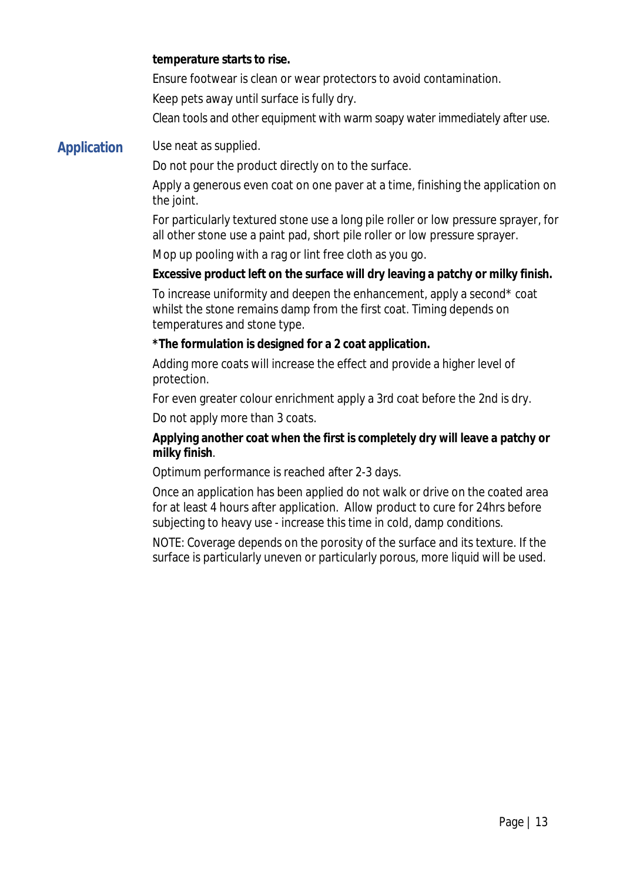**temperature starts to rise.**

Ensure footwear is clean or wear protectors to avoid contamination.

Keep pets away until surface is fully dry.

Clean tools and other equipment with warm soapy water immediately after use.

## Application

Use neat as supplied.

Do not pour the product directly on to the surface.

Apply a generous even coat on one paver at a time, finishing the application on the joint.

For particularly textured stone use a long pile roller or low pressure sprayer, for all other stone use a paint pad, short pile roller or low pressure sprayer.

Mop up pooling with a rag or lint free cloth as you go.

**Excessive product left on the surface will dry leaving a patchy or milky finish.**

To increase uniformity and deepen the enhancement, apply a second* coat whilst the stone remains damp from the first coat. Timing depends on temperatures and stone type.

***The formulation is designed for a 2 coat application.**

Adding more coats will increase the effect and provide a higher level of protection.

For even greater colour enrichment apply a 3rd coat before the 2nd is dry.

Do not apply more than 3 coats.

**Applying another coat when the first is completely dry will leave a patchy or milky finish**.

Optimum performance is reached after 2-3 days.

Once an application has been applied do not walk or drive on the coated area for at least 4 hours after application. Allow product to cure for 24hrs before subjecting to heavy use - increase this time in cold, damp conditions.

NOTE: Coverage depends on the porosity of the surface and its texture. If the surface is particularly uneven or particularly porous, more liquid will be used.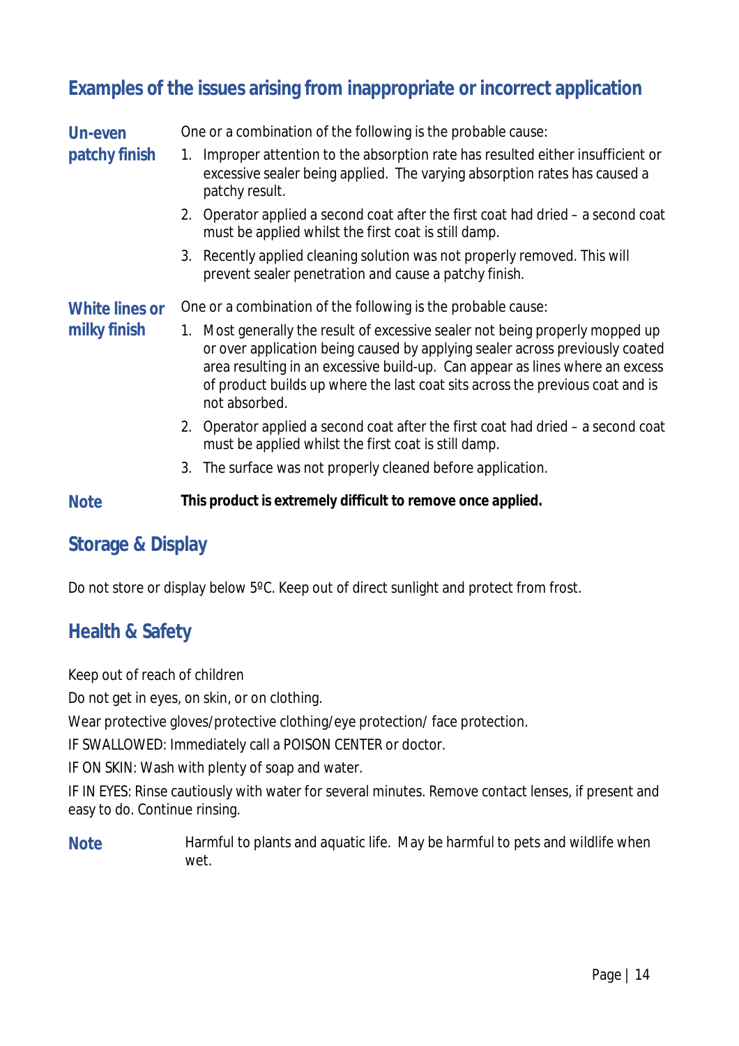## Examples of the issues arising from inappropriate or incorrect application

**Un-even patchy finish**

One or a combination of the following is the probable cause:

1. Improper attention to the absorption rate has resulted either insufficient or excessive sealer being applied. The varying absorption rates has caused a patchy result.
2. Operator applied a second coat after the first coat had dried – a second coat must be applied whilst the first coat is still damp.
3. Recently applied cleaning solution was not properly removed. This will prevent sealer penetration and cause a patchy finish.

**White lines or milky finish**

One or a combination of the following is the probable cause:

1. Most generally the result of excessive sealer not being properly mopped up or over application being caused by applying sealer across previously coated area resulting in an excessive build-up. Can appear as lines where an excess of product builds up where the last coat sits across the previous coat and is not absorbed.
2. Operator applied a second coat after the first coat had dried – a second coat must be applied whilst the first coat is still damp.
3. The surface was not properly cleaned before application.

**Note** **This product is extremely difficult to remove once applied.**

## Storage & Display

Do not store or display below 5ºC. Keep out of direct sunlight and protect from frost.

## Health & Safety

Keep out of reach of children

Do not get in eyes, on skin, or on clothing.

Wear protective gloves/protective clothing/eye protection/ face protection.

IF SWALLOWED: Immediately call a POISON CENTER or doctor.

IF ON SKIN: Wash with plenty of soap and water.

IF IN EYES: Rinse cautiously with water for several minutes. Remove contact lenses, if present and easy to do. Continue rinsing.

**Note** Harmful to plants and aquatic life. May be harmful to pets and wildlife when wet.